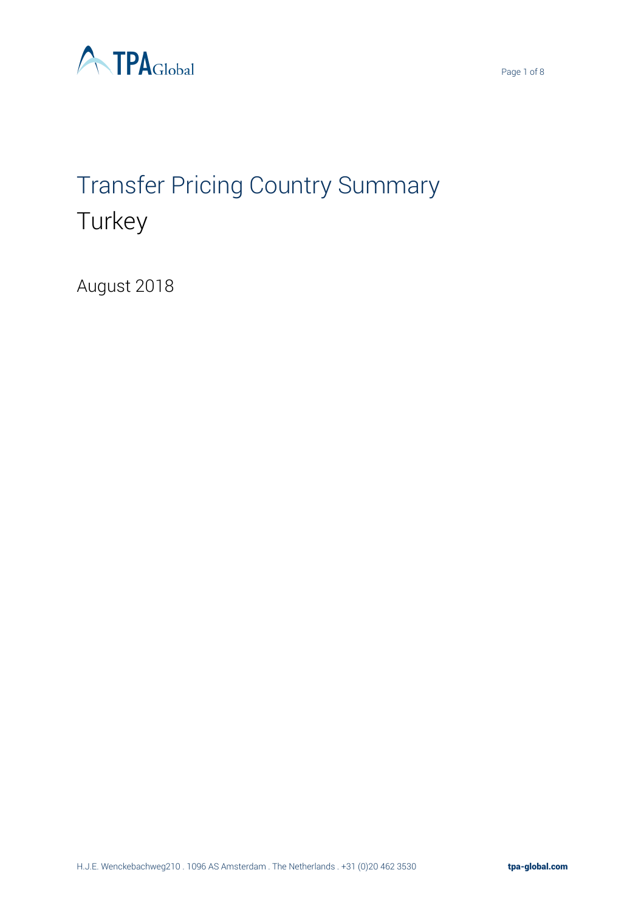# Transfer Pricing Country Summary

## Turkey

August 2018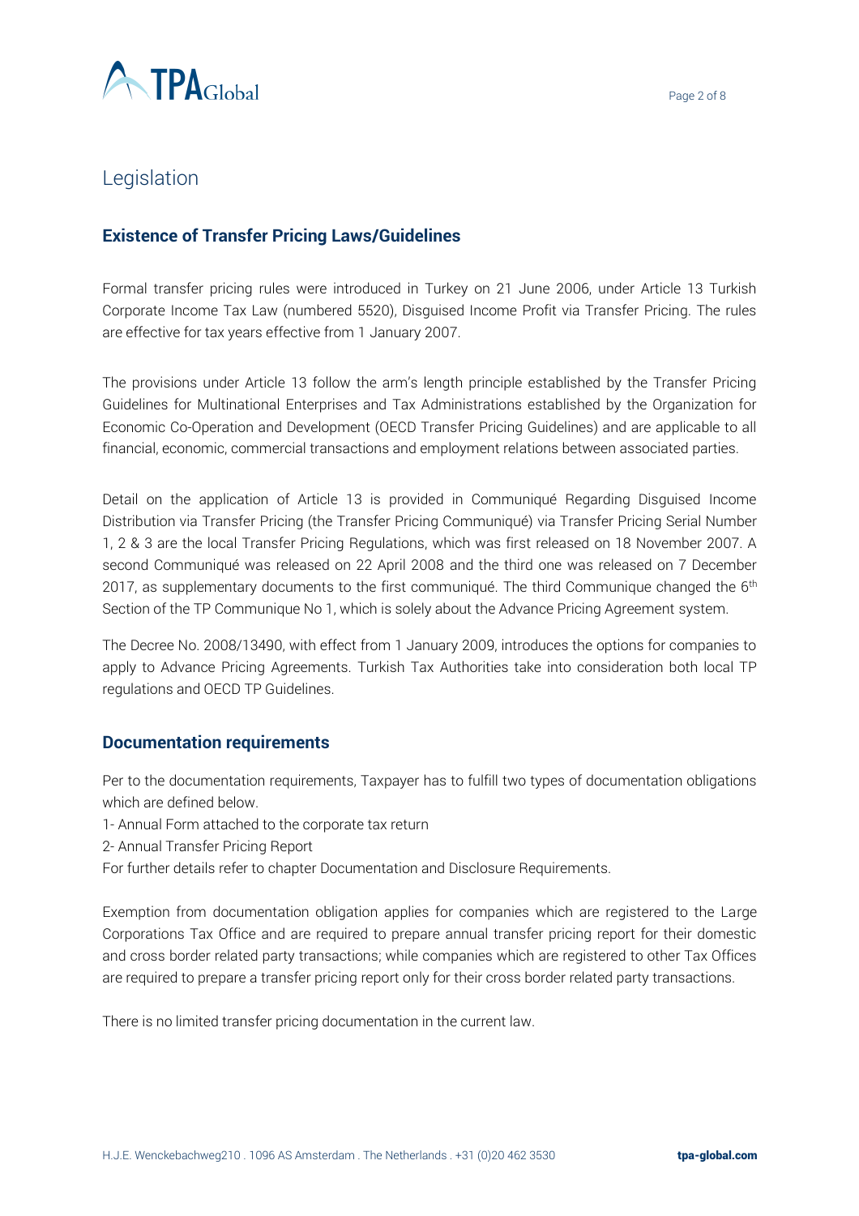# Legislation

## Existence of Transfer Pricing Laws/Guidelines

Formal transfer pricing rules were introduced in Turkey on 21 June 2006, under Article 13 Turkish Corporate Income Tax Law (numbered 5520), Disguised Income Profit via Transfer Pricing. The rules are effective for tax years effective from 1 January 2007.

The provisions under Article 13 follow the arm's length principle established by the Transfer Pricing Guidelines for Multinational Enterprises and Tax Administrations established by the Organization for Economic Co-Operation and Development (OECD Transfer Pricing Guidelines) and are applicable to all financial, economic, commercial transactions and employment relations between associated parties.

Detail on the application of Article 13 is provided in Communiqué Regarding Disguised Income Distribution via Transfer Pricing (the Transfer Pricing Communiqué) via Transfer Pricing Serial Number 1, 2 & 3 are the local Transfer Pricing Regulations, which was first released on 18 November 2007. A second Communiqué was released on 22 April 2008 and the third one was released on 7 December 2017, as supplementary documents to the first communiqué. The third Communique changed the 6th Section of the TP Communique No 1, which is solely about the Advance Pricing Agreement system.

The Decree No. 2008/13490, with effect from 1 January 2009, introduces the options for companies to apply to Advance Pricing Agreements. Turkish Tax Authorities take into consideration both local TP regulations and OECD TP Guidelines.

## Documentation requirements

Per to the documentation requirements, Taxpayer has to fulfill two types of documentation obligations which are defined below.

1- Annual Form attached to the corporate tax return

2- Annual Transfer Pricing Report

For further details refer to chapter Documentation and Disclosure Requirements.

Exemption from documentation obligation applies for companies which are registered to the Large Corporations Tax Office and are required to prepare annual transfer pricing report for their domestic and cross border related party transactions; while companies which are registered to other Tax Offices are required to prepare a transfer pricing report only for their cross border related party transactions.

There is no limited transfer pricing documentation in the current law.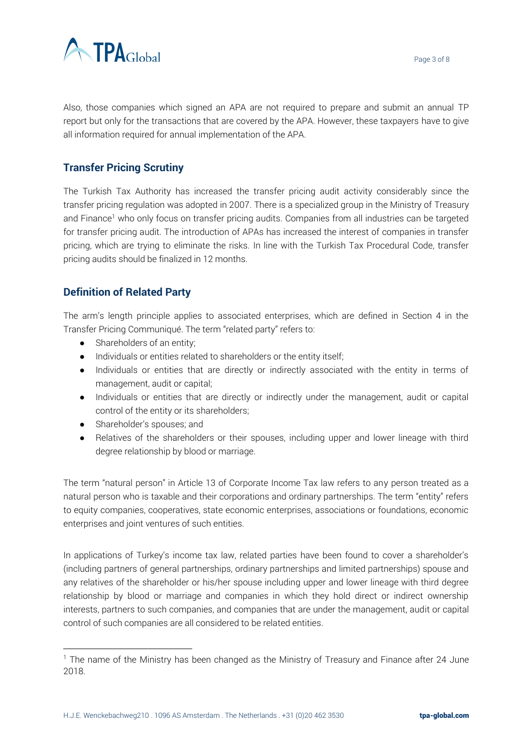Also, those companies which signed an APA are not required to prepare and submit an annual TP report but only for the transactions that are covered by the APA. However, these taxpayers have to give all information required for annual implementation of the APA.

## Transfer Pricing Scrutiny

The Turkish Tax Authority has increased the transfer pricing audit activity considerably since the transfer pricing regulation was adopted in 2007. There is a specialized group in the Ministry of Treasury and Finance[1] who only focus on transfer pricing audits. Companies from all industries can be targeted for transfer pricing audit. The introduction of APAs has increased the interest of companies in transfer pricing, which are trying to eliminate the risks. In line with the Turkish Tax Procedural Code, transfer pricing audits should be finalized in 12 months.

## Definition of Related Party

The arm's length principle applies to associated enterprises, which are defined in Section 4 in the Transfer Pricing Communiqué. The term "related party" refers to:

- Shareholders of an entity;
- Individuals or entities related to shareholders or the entity itself;
- Individuals or entities that are directly or indirectly associated with the entity in terms of management, audit or capital;
- Individuals or entities that are directly or indirectly under the management, audit or capital control of the entity or its shareholders;
- Shareholder's spouses; and
- Relatives of the shareholders or their spouses, including upper and lower lineage with third degree relationship by blood or marriage.

The term "natural person" in Article 13 of Corporate Income Tax law refers to any person treated as a natural person who is taxable and their corporations and ordinary partnerships. The term "entity" refers to equity companies, cooperatives, state economic enterprises, associations or foundations, economic enterprises and joint ventures of such entities.

In applications of Turkey's income tax law, related parties have been found to cover a shareholder's (including partners of general partnerships, ordinary partnerships and limited partnerships) spouse and any relatives of the shareholder or his/her spouse including upper and lower lineage with third degree relationship by blood or marriage and companies in which they hold direct or indirect ownership interests, partners to such companies, and companies that are under the management, audit or capital control of such companies are all considered to be related entities.

---

[1] The name of the Ministry has been changed as the Ministry of Treasury and Finance after 24 June 2018.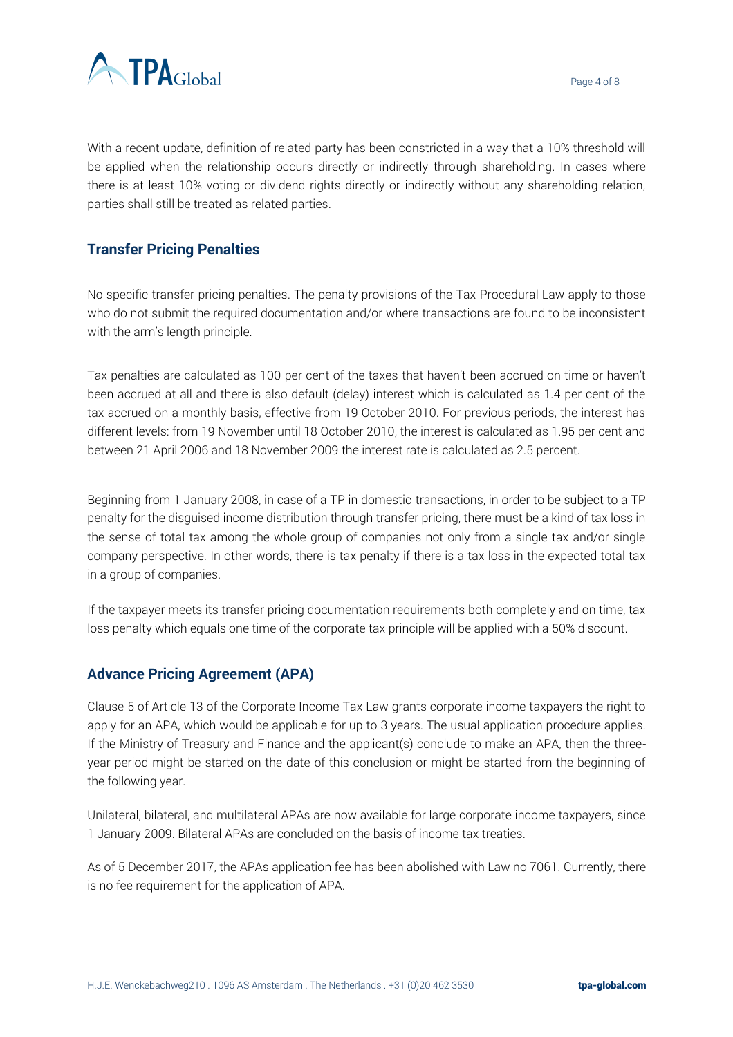With a recent update, definition of related party has been constricted in a way that a 10% threshold will be applied when the relationship occurs directly or indirectly through shareholding. In cases where there is at least 10% voting or dividend rights directly or indirectly without any shareholding relation, parties shall still be treated as related parties.

## Transfer Pricing Penalties

No specific transfer pricing penalties. The penalty provisions of the Tax Procedural Law apply to those who do not submit the required documentation and/or where transactions are found to be inconsistent with the arm's length principle.

Tax penalties are calculated as 100 per cent of the taxes that haven't been accrued on time or haven't been accrued at all and there is also default (delay) interest which is calculated as 1.4 per cent of the tax accrued on a monthly basis, effective from 19 October 2010. For previous periods, the interest has different levels: from 19 November until 18 October 2010, the interest is calculated as 1.95 per cent and between 21 April 2006 and 18 November 2009 the interest rate is calculated as 2.5 percent.

Beginning from 1 January 2008, in case of a TP in domestic transactions, in order to be subject to a TP penalty for the disguised income distribution through transfer pricing, there must be a kind of tax loss in the sense of total tax among the whole group of companies not only from a single tax and/or single company perspective. In other words, there is tax penalty if there is a tax loss in the expected total tax in a group of companies.

If the taxpayer meets its transfer pricing documentation requirements both completely and on time, tax loss penalty which equals one time of the corporate tax principle will be applied with a 50% discount.

## Advance Pricing Agreement (APA)

Clause 5 of Article 13 of the Corporate Income Tax Law grants corporate income taxpayers the right to apply for an APA, which would be applicable for up to 3 years. The usual application procedure applies. If the Ministry of Treasury and Finance and the applicant(s) conclude to make an APA, then the three-year period might be started on the date of this conclusion or might be started from the beginning of the following year.

Unilateral, bilateral, and multilateral APAs are now available for large corporate income taxpayers, since 1 January 2009. Bilateral APAs are concluded on the basis of income tax treaties.

As of 5 December 2017, the APAs application fee has been abolished with Law no 7061. Currently, there is no fee requirement for the application of APA.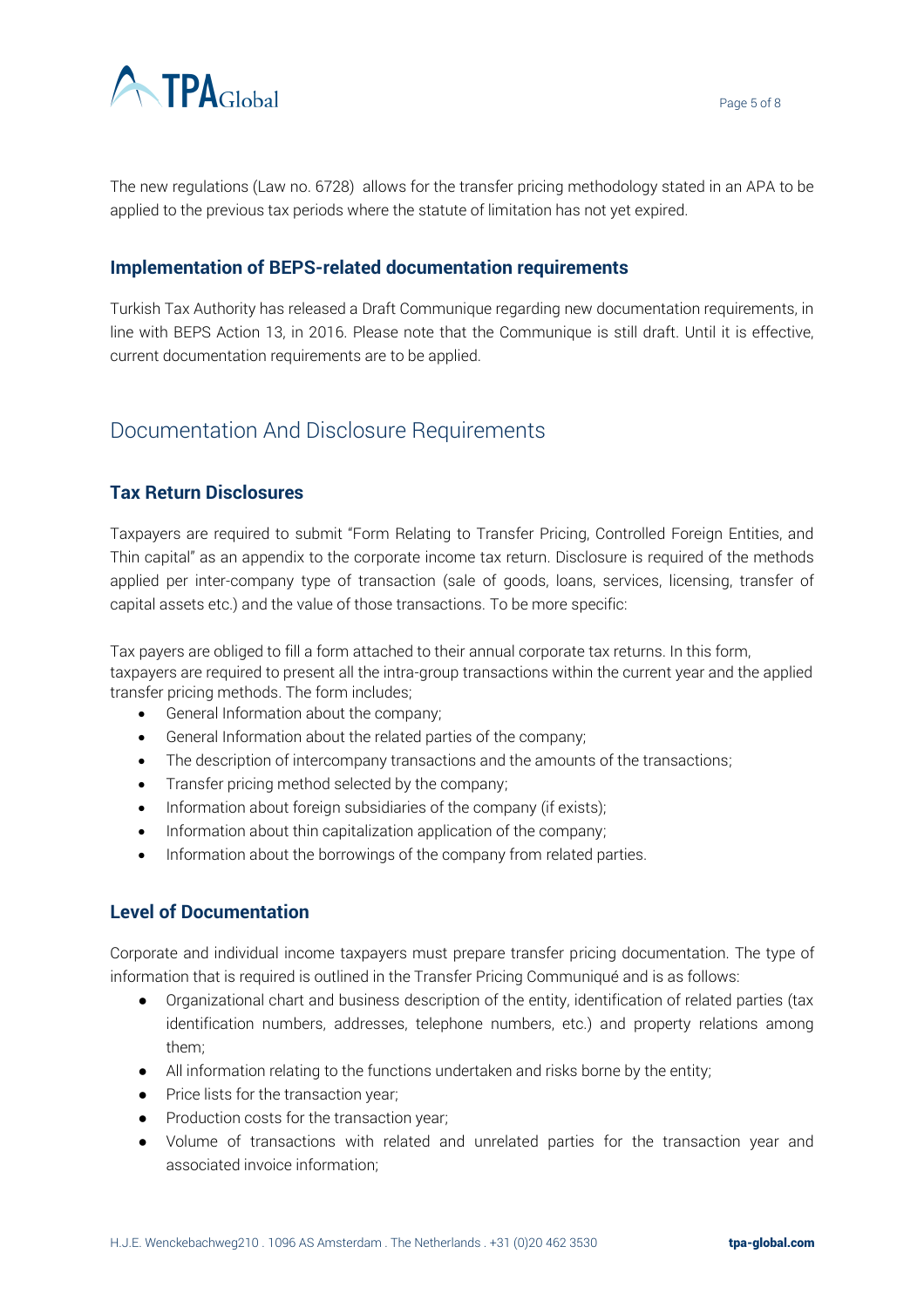The new regulations (Law no. 6728) allows for the transfer pricing methodology stated in an APA to be applied to the previous tax periods where the statute of limitation has not yet expired.

### Implementation of BEPS-related documentation requirements

Turkish Tax Authority has released a Draft Communique regarding new documentation requirements, in line with BEPS Action 13, in 2016. Please note that the Communique is still draft. Until it is effective, current documentation requirements are to be applied.

## Documentation And Disclosure Requirements

### Tax Return Disclosures

Taxpayers are required to submit "Form Relating to Transfer Pricing, Controlled Foreign Entities, and Thin capital" as an appendix to the corporate income tax return. Disclosure is required of the methods applied per inter-company type of transaction (sale of goods, loans, services, licensing, transfer of capital assets etc.) and the value of those transactions. To be more specific:

Tax payers are obliged to fill a form attached to their annual corporate tax returns. In this form, taxpayers are required to present all the intra-group transactions within the current year and the applied transfer pricing methods. The form includes;

- General Information about the company;
- General Information about the related parties of the company;
- The description of intercompany transactions and the amounts of the transactions;
- Transfer pricing method selected by the company;
- Information about foreign subsidiaries of the company (if exists);
- Information about thin capitalization application of the company;
- Information about the borrowings of the company from related parties.

### Level of Documentation

Corporate and individual income taxpayers must prepare transfer pricing documentation. The type of information that is required is outlined in the Transfer Pricing Communiqué and is as follows:

- Organizational chart and business description of the entity, identification of related parties (tax identification numbers, addresses, telephone numbers, etc.) and property relations among them;
- All information relating to the functions undertaken and risks borne by the entity;
- Price lists for the transaction year;
- Production costs for the transaction year;
- Volume of transactions with related and unrelated parties for the transaction year and associated invoice information;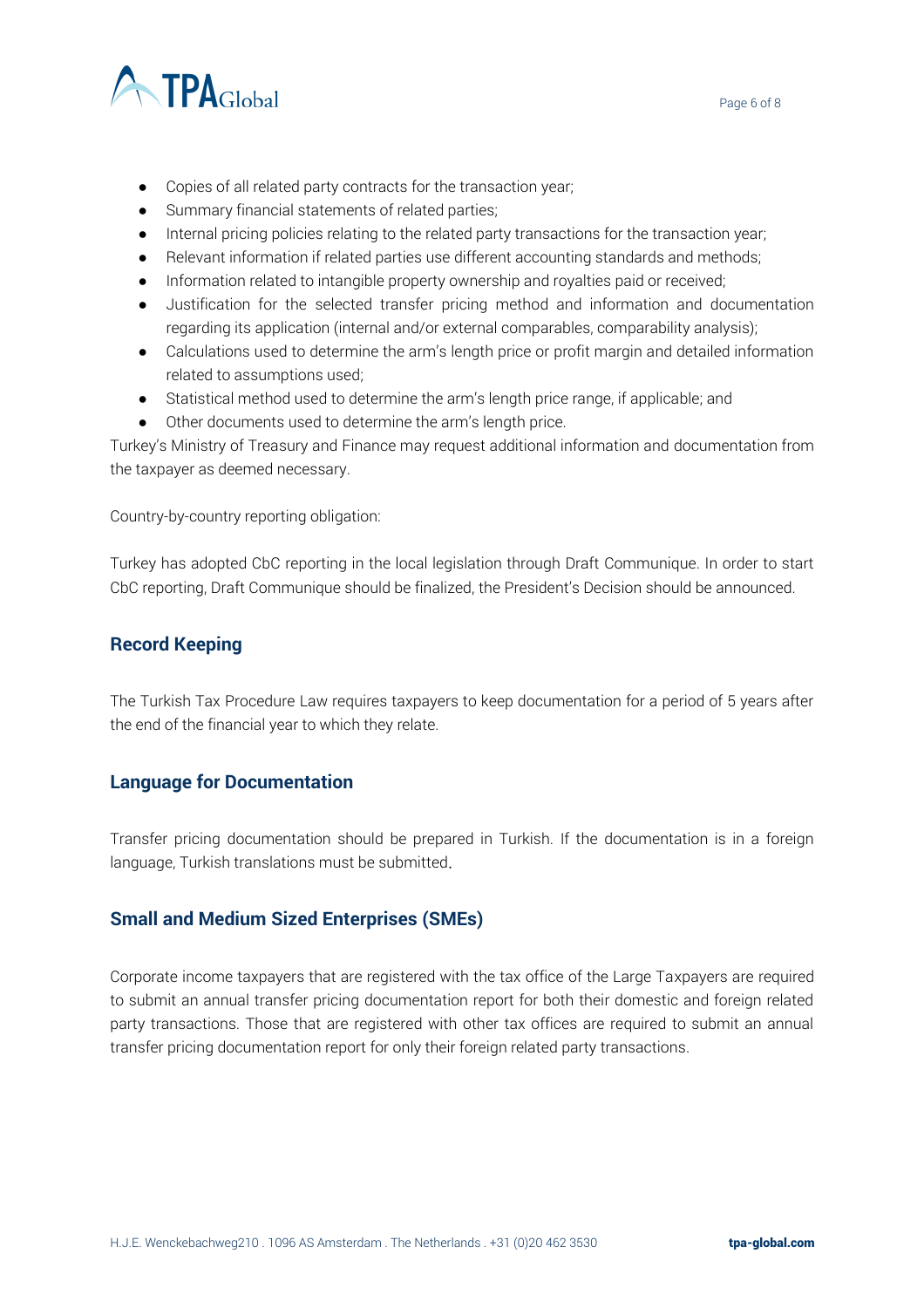- Copies of all related party contracts for the transaction year;
- Summary financial statements of related parties;
- Internal pricing policies relating to the related party transactions for the transaction year;
- Relevant information if related parties use different accounting standards and methods;
- Information related to intangible property ownership and royalties paid or received;
- Justification for the selected transfer pricing method and information and documentation regarding its application (internal and/or external comparables, comparability analysis);
- Calculations used to determine the arm's length price or profit margin and detailed information related to assumptions used;
- Statistical method used to determine the arm's length price range, if applicable; and
- Other documents used to determine the arm's length price.

Turkey's Ministry of Treasury and Finance may request additional information and documentation from the taxpayer as deemed necessary.

Country-by-country reporting obligation:

Turkey has adopted CbC reporting in the local legislation through Draft Communique. In order to start CbC reporting, Draft Communique should be finalized, the President's Decision should be announced.

## Record Keeping

The Turkish Tax Procedure Law requires taxpayers to keep documentation for a period of 5 years after the end of the financial year to which they relate.

## Language for Documentation

Transfer pricing documentation should be prepared in Turkish. If the documentation is in a foreign language, Turkish translations must be submitted.

## Small and Medium Sized Enterprises (SMEs)

Corporate income taxpayers that are registered with the tax office of the Large Taxpayers are required to submit an annual transfer pricing documentation report for both their domestic and foreign related party transactions. Those that are registered with other tax offices are required to submit an annual transfer pricing documentation report for only their foreign related party transactions.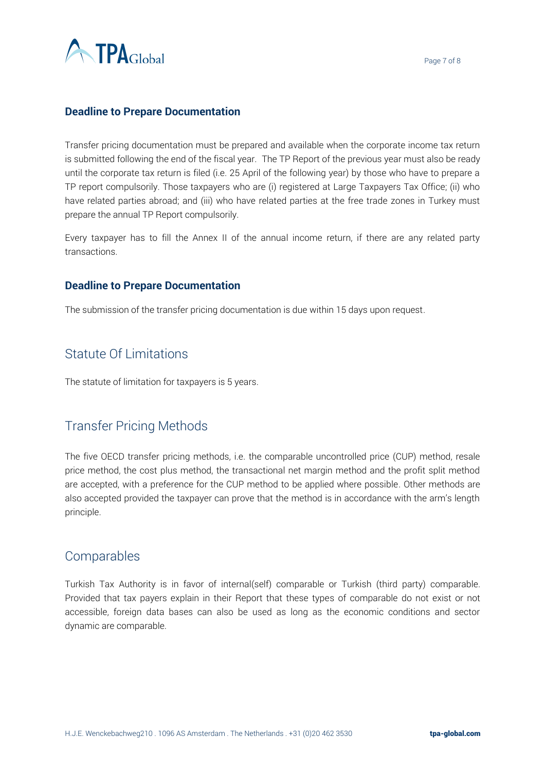### Deadline to Prepare Documentation

Transfer pricing documentation must be prepared and available when the corporate income tax return is submitted following the end of the fiscal year. The TP Report of the previous year must also be ready until the corporate tax return is filed (i.e. 25 April of the following year) by those who have to prepare a TP report compulsorily. Those taxpayers who are (i) registered at Large Taxpayers Tax Office; (ii) who have related parties abroad; and (iii) who have related parties at the free trade zones in Turkey must prepare the annual TP Report compulsorily.

Every taxpayer has to fill the Annex II of the annual income return, if there are any related party transactions.

### Deadline to Prepare Documentation

The submission of the transfer pricing documentation is due within 15 days upon request.

## Statute Of Limitations

The statute of limitation for taxpayers is 5 years.

## Transfer Pricing Methods

The five OECD transfer pricing methods, i.e. the comparable uncontrolled price (CUP) method, resale price method, the cost plus method, the transactional net margin method and the profit split method are accepted, with a preference for the CUP method to be applied where possible. Other methods are also accepted provided the taxpayer can prove that the method is in accordance with the arm's length principle.

## Comparables

Turkish Tax Authority is in favor of internal(self) comparable or Turkish (third party) comparable. Provided that tax payers explain in their Report that these types of comparable do not exist or not accessible, foreign data bases can also be used as long as the economic conditions and sector dynamic are comparable.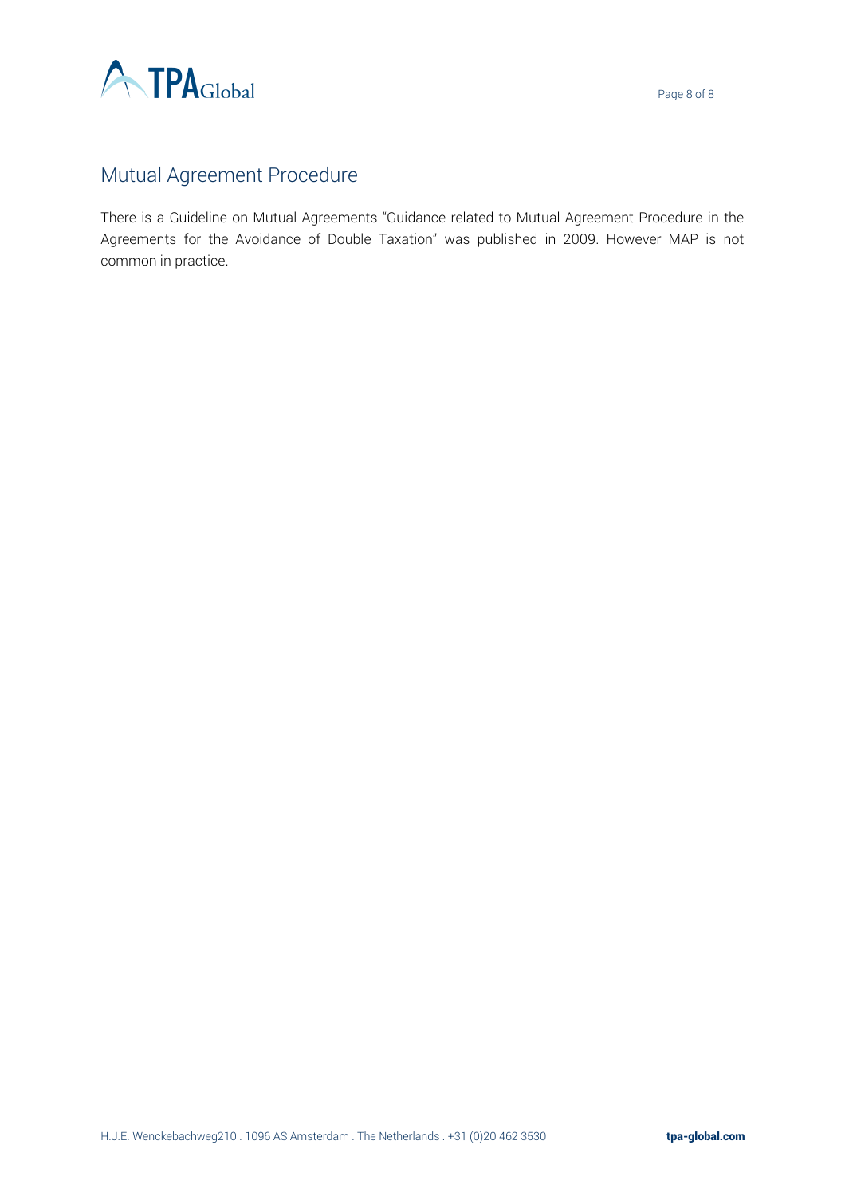## Mutual Agreement Procedure

There is a Guideline on Mutual Agreements "Guidance related to Mutual Agreement Procedure in the Agreements for the Avoidance of Double Taxation" was published in 2009. However MAP is not common in practice.